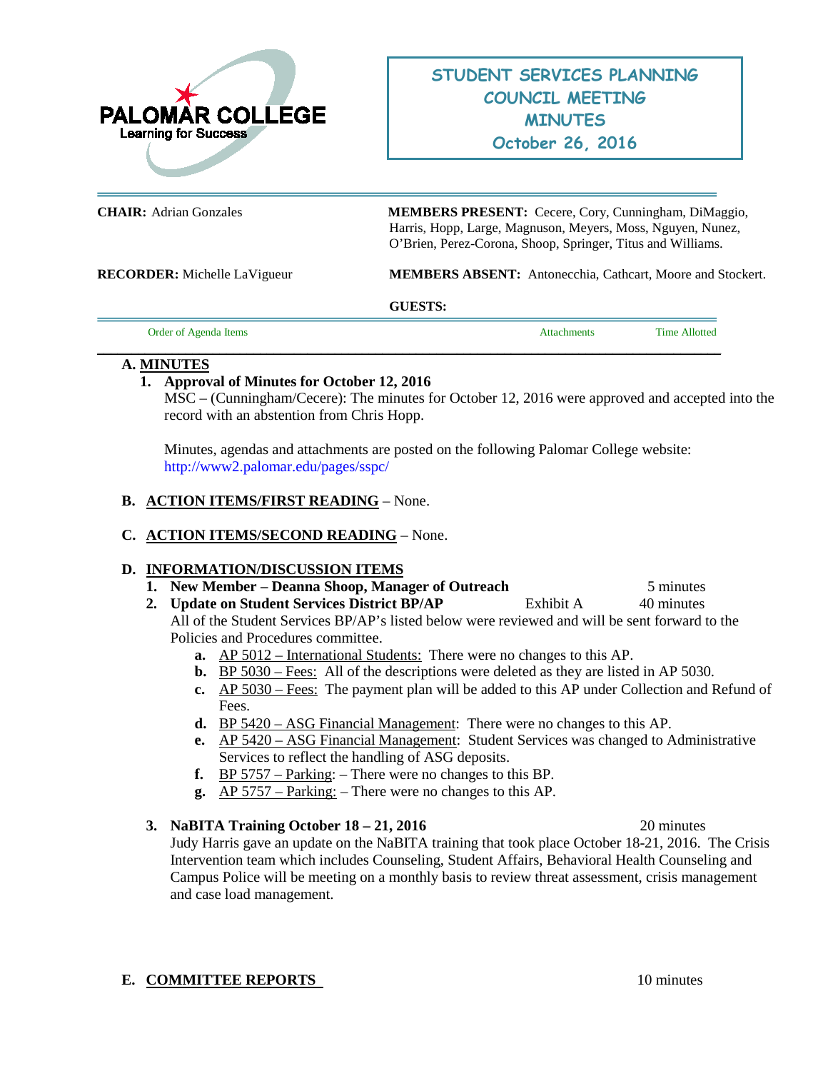PALOMAR COLLEGE
Learning for Success

# STUDENT SERVICES PLANNING COUNCIL MEETING MINUTES
## October 26, 2016

**CHAIR:** Adrian Gonzales

**MEMBERS PRESENT:** Cecere, Cory, Cunningham, DiMaggio, Harris, Hopp, Large, Magnuson, Meyers, Moss, Nguyen, Nunez, O'Brien, Perez-Corona, Shoop, Springer, Titus and Williams.

**RECORDER:** Michelle LaVigueur

**MEMBERS ABSENT:** Antonecchia, Cathcart, Moore and Stockert.

**GUESTS:**

| Order of Agenda Items | Attachments | Time Allotted |
|---|---|---|

**A. MINUTES**

1. **Approval of Minutes for October 12, 2016**
   MSC – (Cunningham/Cecere): The minutes for October 12, 2016 were approved and accepted into the record with an abstention from Chris Hopp.

   Minutes, agendas and attachments are posted on the following Palomar College website: http://www2.palomar.edu/pages/sspc/

**B. ACTION ITEMS/FIRST READING** – None.

**C. ACTION ITEMS/SECOND READING** – None.

**D. INFORMATION/DISCUSSION ITEMS**

1. **New Member – Deanna Shoop, Manager of Outreach** — 5 minutes
2. **Update on Student Services District BP/AP** — Exhibit A — 40 minutes
   All of the Student Services BP/AP's listed below were reviewed and will be sent forward to the Policies and Procedures committee.
   - **a.** AP 5012 – International Students: There were no changes to this AP.
   - **b.** BP 5030 – Fees: All of the descriptions were deleted as they are listed in AP 5030.
   - **c.** AP 5030 – Fees: The payment plan will be added to this AP under Collection and Refund of Fees.
   - **d.** BP 5420 – ASG Financial Management: There were no changes to this AP.
   - **e.** AP 5420 – ASG Financial Management: Student Services was changed to Administrative Services to reflect the handling of ASG deposits.
   - **f.** BP 5757 – Parking: – There were no changes to this BP.
   - **g.** AP 5757 – Parking: – There were no changes to this AP.

3. **NaBITA Training October 18 – 21, 2016** — 20 minutes
   Judy Harris gave an update on the NaBITA training that took place October 18-21, 2016. The Crisis Intervention team which includes Counseling, Student Affairs, Behavioral Health Counseling and Campus Police will be meeting on a monthly basis to review threat assessment, crisis management and case load management.

**E. COMMITTEE REPORTS** — 10 minutes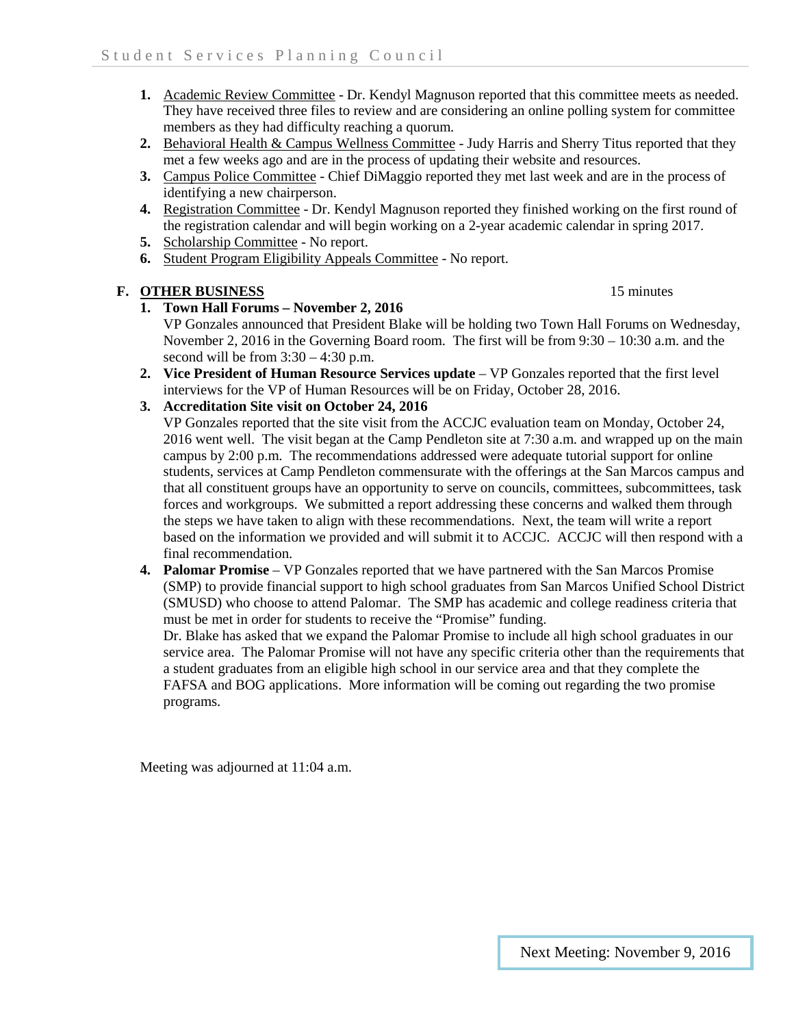1. Academic Review Committee - Dr. Kendyl Magnuson reported that this committee meets as needed. They have received three files to review and are considering an online polling system for committee members as they had difficulty reaching a quorum.
2. Behavioral Health & Campus Wellness Committee - Judy Harris and Sherry Titus reported that they met a few weeks ago and are in the process of updating their website and resources.
3. Campus Police Committee - Chief DiMaggio reported they met last week and are in the process of identifying a new chairperson.
4. Registration Committee - Dr. Kendyl Magnuson reported they finished working on the first round of the registration calendar and will begin working on a 2-year academic calendar in spring 2017.
5. Scholarship Committee - No report.
6. Student Program Eligibility Appeals Committee - No report.

## F. OTHER BUSINESS — 15 minutes

1. **Town Hall Forums – November 2, 2016**
   VP Gonzales announced that President Blake will be holding two Town Hall Forums on Wednesday, November 2, 2016 in the Governing Board room. The first will be from 9:30 – 10:30 a.m. and the second will be from 3:30 – 4:30 p.m.
2. **Vice President of Human Resource Services update** – VP Gonzales reported that the first level interviews for the VP of Human Resources will be on Friday, October 28, 2016.
3. **Accreditation Site visit on October 24, 2016**
   VP Gonzales reported that the site visit from the ACCJC evaluation team on Monday, October 24, 2016 went well. The visit began at the Camp Pendleton site at 7:30 a.m. and wrapped up on the main campus by 2:00 p.m. The recommendations addressed were adequate tutorial support for online students, services at Camp Pendleton commensurate with the offerings at the San Marcos campus and that all constituent groups have an opportunity to serve on councils, committees, subcommittees, task forces and workgroups. We submitted a report addressing these concerns and walked them through the steps we have taken to align with these recommendations. Next, the team will write a report based on the information we provided and will submit it to ACCJC. ACCJC will then respond with a final recommendation.
4. **Palomar Promise** – VP Gonzales reported that we have partnered with the San Marcos Promise (SMP) to provide financial support to high school graduates from San Marcos Unified School District (SMUSD) who choose to attend Palomar. The SMP has academic and college readiness criteria that must be met in order for students to receive the "Promise" funding.
   Dr. Blake has asked that we expand the Palomar Promise to include all high school graduates in our service area. The Palomar Promise will not have any specific criteria other than the requirements that a student graduates from an eligible high school in our service area and that they complete the FAFSA and BOG applications. More information will be coming out regarding the two promise programs.

Meeting was adjourned at 11:04 a.m.

Next Meeting: November 9, 2016